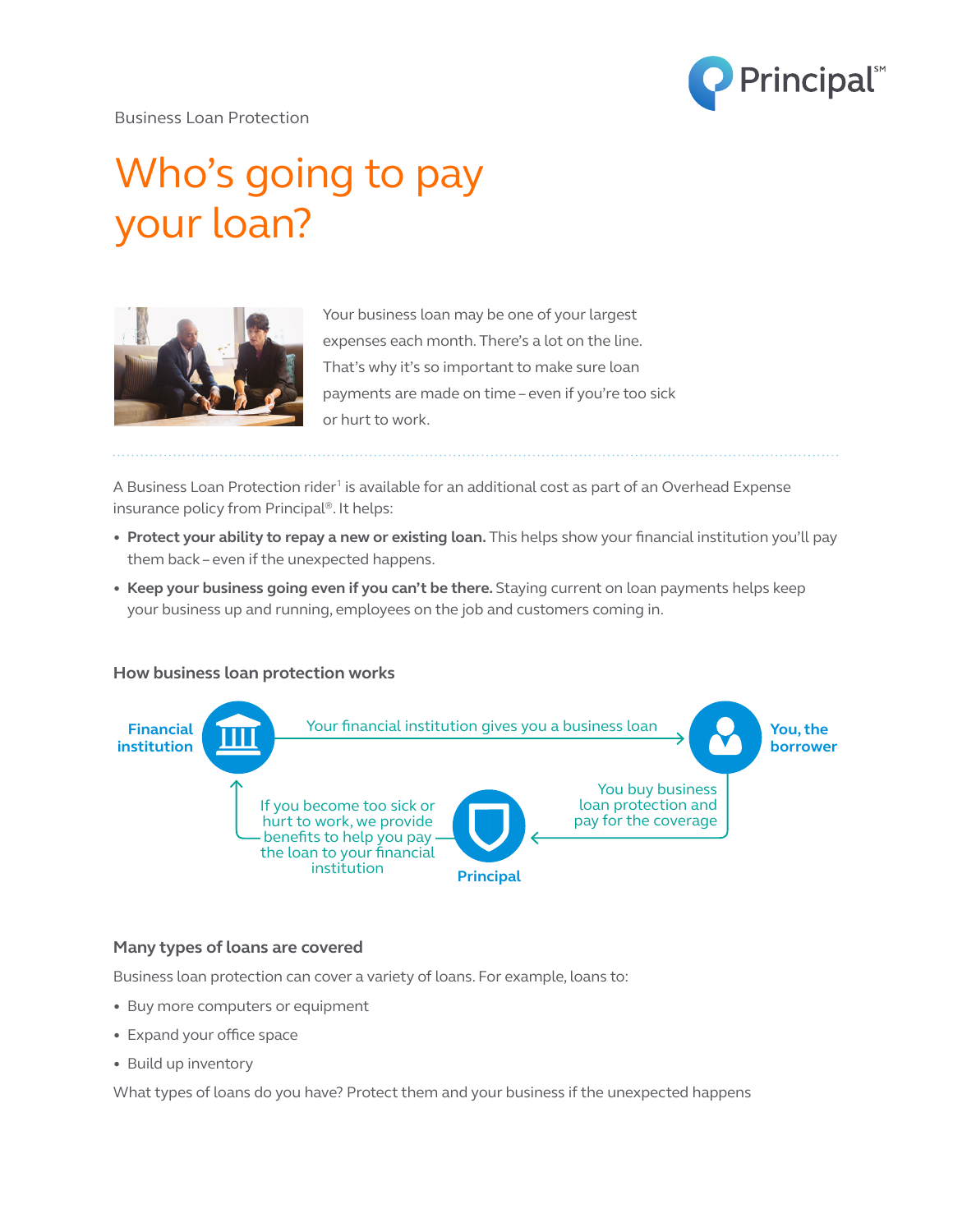Business Loan Protection

# Who's going to pay your loan?

Your business loan may be one of your largest expenses each month. There's a lot on the line. That's why it's so important to make sure loan payments are made on time – even if you're too sick or hurt to work.

A Business Loan Protection rider[1] is available for an additional cost as part of an Overhead Expense insurance policy from Principal®. It helps:

- **Protect your ability to repay a new or existing loan.** This helps show your financial institution you'll pay them back – even if the unexpected happens.
- **Keep your business going even if you can't be there.** Staying current on loan payments helps keep your business up and running, employees on the job and customers coming in.

### How business loan protection works

**Financial institution** → Your financial institution gives you a business loan → **You, the borrower**

**You, the borrower** → You buy business loan protection and pay for the coverage → **Principal**

**Principal** → If you become too sick or hurt to work, we provide benefits to help you pay the loan to your financial institution → **Financial institution**

### Many types of loans are covered

Business loan protection can cover a variety of loans. For example, loans to:

- Buy more computers or equipment
- Expand your office space
- Build up inventory

What types of loans do you have? Protect them and your business if the unexpected happens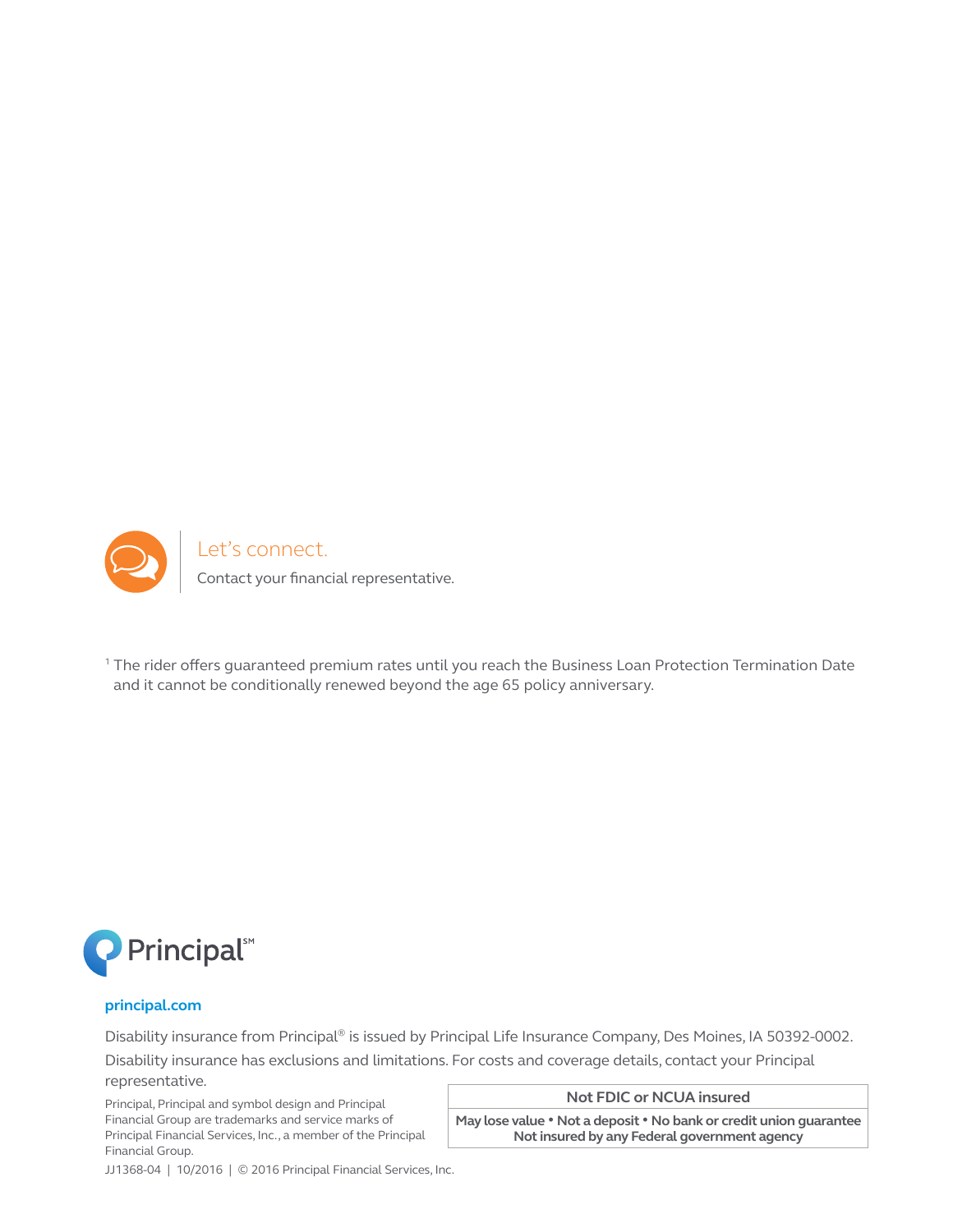Let's connect.

Contact your financial representative.

[1] The rider offers guaranteed premium rates until you reach the Business Loan Protection Termination Date and it cannot be conditionally renewed beyond the age 65 policy anniversary.

Principal℠

**principal.com**

Disability insurance from Principal® is issued by Principal Life Insurance Company, Des Moines, IA 50392-0002.

Disability insurance has exclusions and limitations. For costs and coverage details, contact your Principal representative.

Principal, Principal and symbol design and Principal Financial Group are trademarks and service marks of Principal Financial Services, Inc., a member of the Principal Financial Group.

| Not FDIC or NCUA insured |
|---|
| **May lose value • Not a deposit • No bank or credit union guarantee Not insured by any Federal government agency** |

JJ1368-04 | 10/2016 | © 2016 Principal Financial Services, Inc.